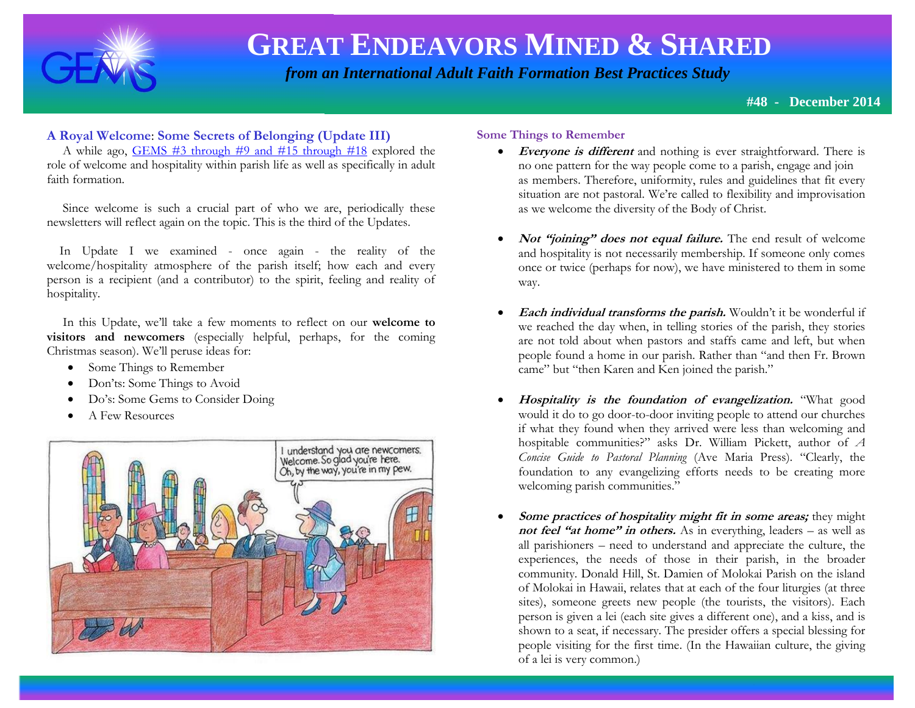# GREAT ENDEAVORS MINED & SHARED

*from an International Adult Faith Formation Best Practices Study*

**#48 - December 2014**

## A Royal Welcome: Some Secrets of Belonging (Update III)

A while ago, GEMS #3 through #9 and #15 through #18 explored the role of welcome and hospitality within parish life as well as specifically in adult faith formation.

Since welcome is such a crucial part of who we are, periodically these newsletters will reflect again on the topic. This is the third of the Updates.

In Update I we examined - once again - the reality of the welcome/hospitality atmosphere of the parish itself; how each and every person is a recipient (and a contributor) to the spirit, feeling and reality of hospitality.

In this Update, we'll take a few moments to reflect on our **welcome to visitors and newcomers** (especially helpful, perhaps, for the coming Christmas season). We'll peruse ideas for:

- Some Things to Remember
- Don'ts: Some Things to Avoid
- Do's: Some Gems to Consider Doing
- A Few Resources

## Some Things to Remember

- ***Everyone is different*** and nothing is ever straightforward. There is no one pattern for the way people come to a parish, engage and join as members. Therefore, uniformity, rules and guidelines that fit every situation are not pastoral. We're called to flexibility and improvisation as we welcome the diversity of the Body of Christ.

- ***Not "joining" does not equal failure.*** The end result of welcome and hospitality is not necessarily membership. If someone only comes once or twice (perhaps for now), we have ministered to them in some way.

- ***Each individual transforms the parish.*** Wouldn't it be wonderful if we reached the day when, in telling stories of the parish, they stories are not told about when pastors and staffs came and left, but when people found a home in our parish. Rather than "and then Fr. Brown came" but "then Karen and Ken joined the parish."

- ***Hospitality is the foundation of evangelization.*** "What good would it do to go door-to-door inviting people to attend our churches if what they found when they arrived were less than welcoming and hospitable communities?" asks Dr. William Pickett, author of *A Concise Guide to Pastoral Planning* (Ave Maria Press). "Clearly, the foundation to any evangelizing efforts needs to be creating more welcoming parish communities."

- ***Some practices of hospitality might fit in some areas;*** they might ***not feel "at home" in others.*** As in everything, leaders – as well as all parishioners – need to understand and appreciate the culture, the experiences, the needs of those in their parish, in the broader community. Donald Hill, St. Damien of Molokai Parish on the island of Molokai in Hawaii, relates that at each of the four liturgies (at three sites), someone greets new people (the tourists, the visitors). Each person is given a lei (each site gives a different one), and a kiss, and is shown to a seat, if necessary. The presider offers a special blessing for people visiting for the first time. (In the Hawaiian culture, the giving of a lei is very common.)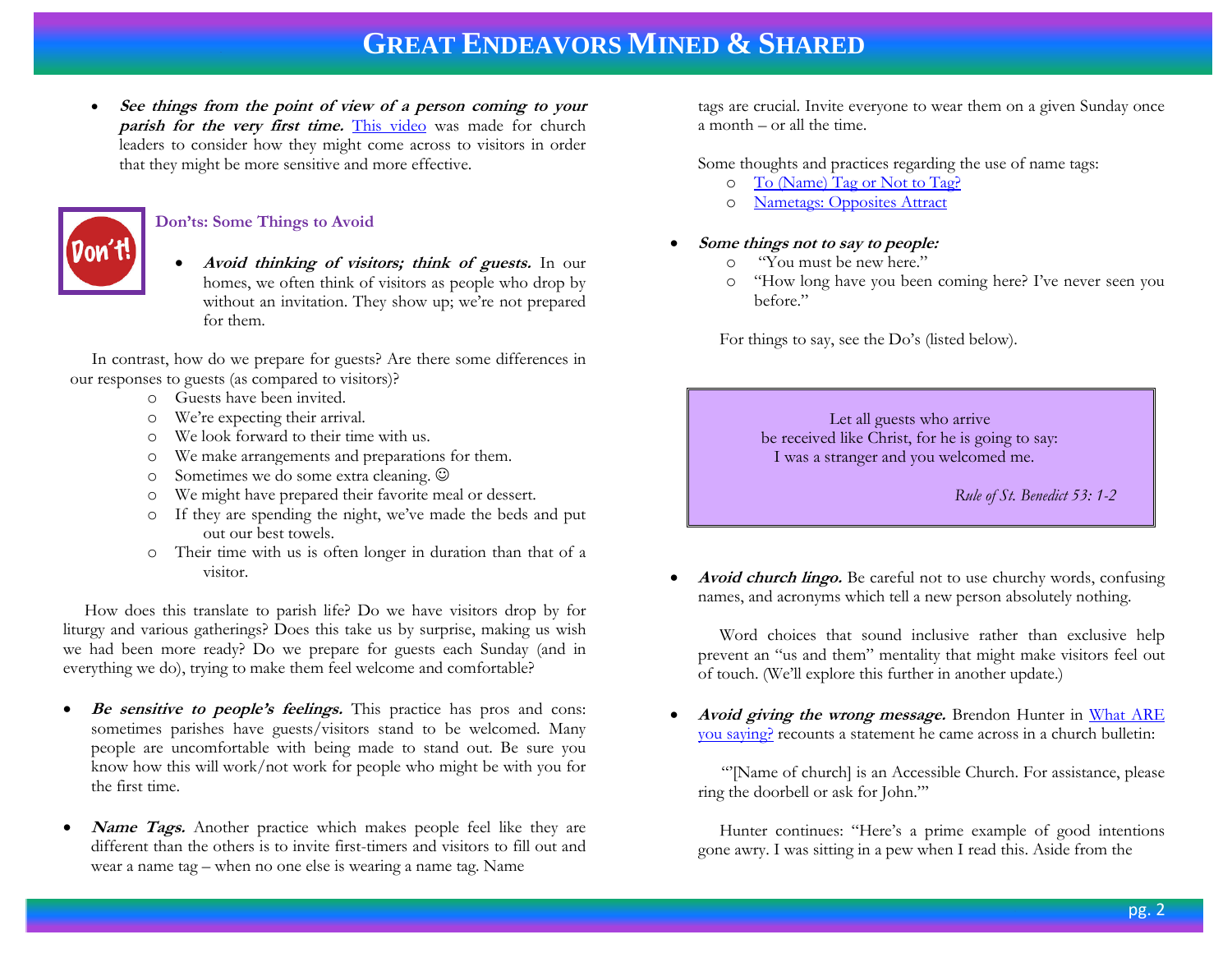- ***See things from the point of view of a person coming to your parish for the very first time.*** [This video] was made for church leaders to consider how they might come across to visitors in order that they might be more sensitive and more effective.

### Don'ts: Some Things to Avoid

- ***Avoid thinking of visitors; think of guests.*** In our homes, we often think of visitors as people who drop by without an invitation. They show up; we're not prepared for them.

In contrast, how do we prepare for guests? Are there some differences in our responses to guests (as compared to visitors)?

- Guests have been invited.
- We're expecting their arrival.
- We look forward to their time with us.
- We make arrangements and preparations for them.
- Sometimes we do some extra cleaning. ☺
- We might have prepared their favorite meal or dessert.
- If they are spending the night, we've made the beds and put out our best towels.
- Their time with us is often longer in duration than that of a visitor.

How does this translate to parish life? Do we have visitors drop by for liturgy and various gatherings? Does this take us by surprise, making us wish we had been more ready? Do we prepare for guests each Sunday (and in everything we do), trying to make them feel welcome and comfortable?

- ***Be sensitive to people's feelings.*** This practice has pros and cons: sometimes parishes have guests/visitors stand to be welcomed. Many people are uncomfortable with being made to stand out. Be sure you know how this will work/not work for people who might be with you for the first time.

- ***Name Tags.*** Another practice which makes people feel like they are different than the others is to invite first-timers and visitors to fill out and wear a name tag – when no one else is wearing a name tag. Name tags are crucial. Invite everyone to wear them on a given Sunday once a month – or all the time.

Some thoughts and practices regarding the use of name tags:

- [To (Name) Tag or Not to Tag?]
- [Nametags: Opposites Attract]

- ***Some things not to say to people:***
  - "You must be new here."
  - "How long have you been coming here? I've never seen you before."

For things to say, see the Do's (listed below).

> Let all guests who arrive
> be received like Christ, for he is going to say:
> I was a stranger and you welcomed me.
>
> *Rule of St. Benedict 53: 1-2*

- ***Avoid church lingo.*** Be careful not to use churchy words, confusing names, and acronyms which tell a new person absolutely nothing.

Word choices that sound inclusive rather than exclusive help prevent an "us and them" mentality that might make visitors feel out of touch. (We'll explore this further in another update.)

- ***Avoid giving the wrong message.*** Brendon Hunter in [What ARE you saying?] recounts a statement he came across in a church bulletin:

"'[Name of church] is an Accessible Church. For assistance, please ring the doorbell or ask for John.'"

Hunter continues: "Here's a prime example of good intentions gone awry. I was sitting in a pew when I read this. Aside from the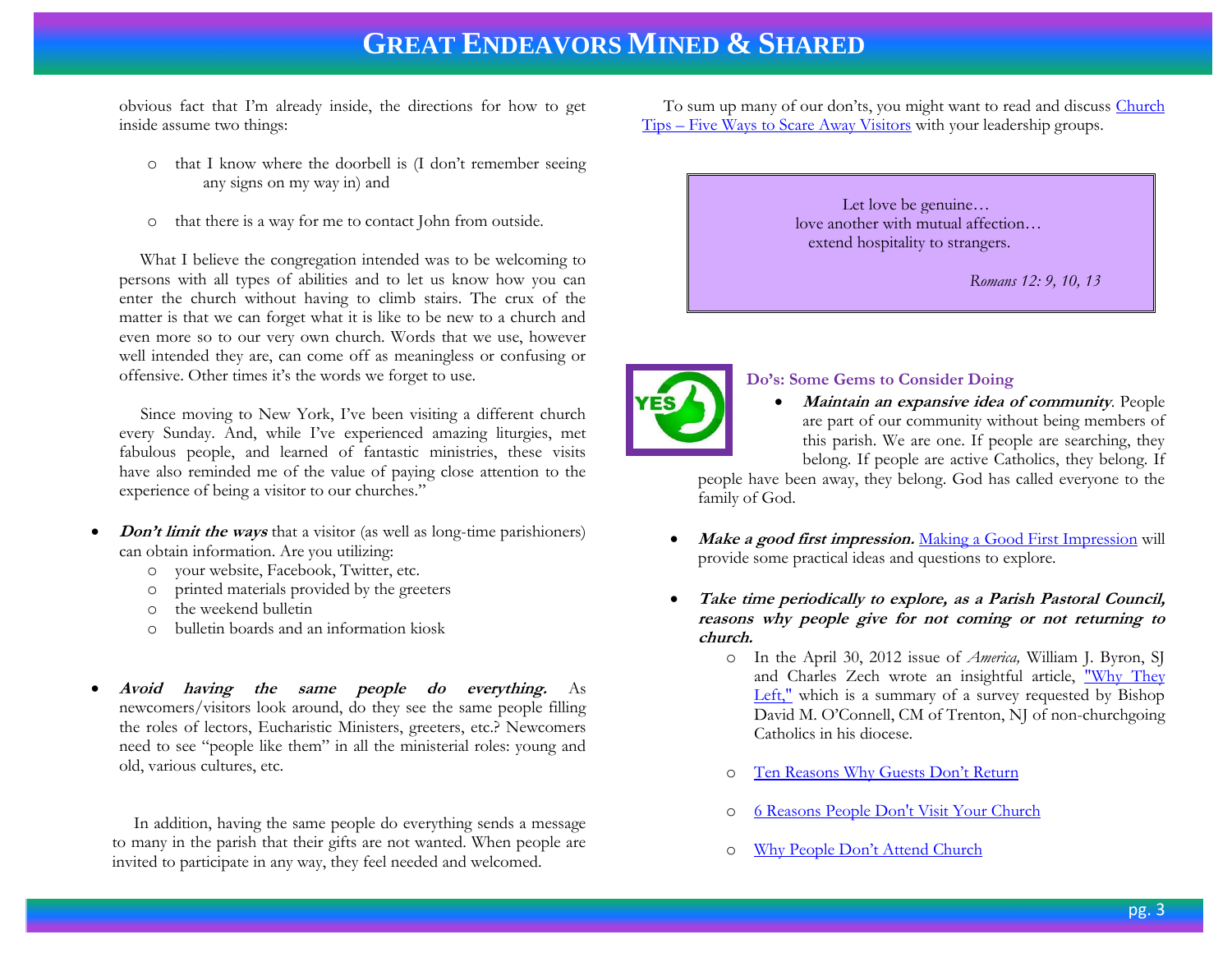obvious fact that I'm already inside, the directions for how to get inside assume two things:

- that I know where the doorbell is (I don't remember seeing any signs on my way in) and
- that there is a way for me to contact John from outside.

What I believe the congregation intended was to be welcoming to persons with all types of abilities and to let us know how you can enter the church without having to climb stairs. The crux of the matter is that we can forget what it is like to be new to a church and even more so to our very own church. Words that we use, however well intended they are, can come off as meaningless or confusing or offensive. Other times it's the words we forget to use.

Since moving to New York, I've been visiting a different church every Sunday. And, while I've experienced amazing liturgies, met fabulous people, and learned of fantastic ministries, these visits have also reminded me of the value of paying close attention to the experience of being a visitor to our churches."

- ***Don't limit the ways*** that a visitor (as well as long-time parishioners) can obtain information. Are you utilizing:
  - your website, Facebook, Twitter, etc.
  - printed materials provided by the greeters
  - the weekend bulletin
  - bulletin boards and an information kiosk

- ***Avoid having the same people do everything.*** As newcomers/visitors look around, do they see the same people filling the roles of lectors, Eucharistic Ministers, greeters, etc.? Newcomers need to see "people like them" in all the ministerial roles: young and old, various cultures, etc.

In addition, having the same people do everything sends a message to many in the parish that their gifts are not wanted. When people are invited to participate in any way, they feel needed and welcomed.

To sum up many of our don'ts, you might want to read and discuss Church Tips – Five Ways to Scare Away Visitors with your leadership groups.

> Let love be genuine…
> love another with mutual affection…
> extend hospitality to strangers.
>
> *Romans 12: 9, 10, 13*

### Do's: Some Gems to Consider Doing

- ***Maintain an expansive idea of community***. People are part of our community without being members of this parish. We are one. If people are searching, they belong. If people are active Catholics, they belong. If people have been away, they belong. God has called everyone to the family of God.

- ***Make a good first impression.*** Making a Good First Impression will provide some practical ideas and questions to explore.

- ***Take time periodically to explore, as a Parish Pastoral Council, reasons why people give for not coming or not returning to church.***
  - In the April 30, 2012 issue of *America,* William J. Byron, SJ and Charles Zech wrote an insightful article, "Why They Left," which is a summary of a survey requested by Bishop David M. O'Connell, CM of Trenton, NJ of non-churchgoing Catholics in his diocese.
  - Ten Reasons Why Guests Don't Return
  - 6 Reasons People Don't Visit Your Church
  - Why People Don't Attend Church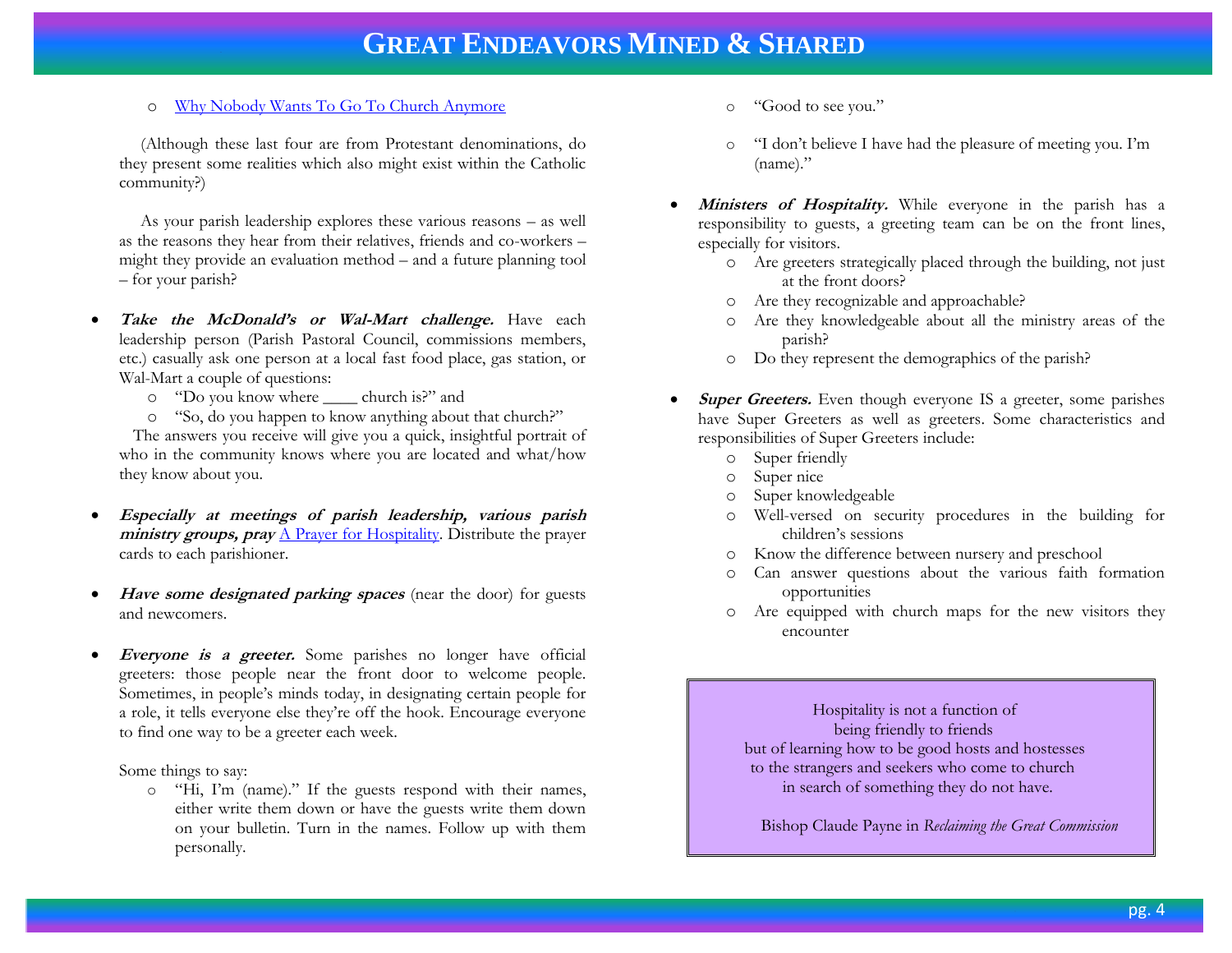- [Why Nobody Wants To Go To Church Anymore]()

(Although these last four are from Protestant denominations, do they present some realities which also might exist within the Catholic community?)

As your parish leadership explores these various reasons – as well as the reasons they hear from their relatives, friends and co-workers – might they provide an evaluation method – and a future planning tool – for your parish?

- ***Take the McDonald's or Wal-Mart challenge.*** Have each leadership person (Parish Pastoral Council, commissions members, etc.) casually ask one person at a local fast food place, gas station, or Wal-Mart a couple of questions:
  - "Do you know where ____ church is?" and
  - "So, do you happen to know anything about that church?"

  The answers you receive will give you a quick, insightful portrait of who in the community knows where you are located and what/how they know about you.

- ***Especially at meetings of parish leadership, various parish ministry groups, pray*** [A Prayer for Hospitality](). Distribute the prayer cards to each parishioner.

- ***Have some designated parking spaces*** (near the door) for guests and newcomers.

- ***Everyone is a greeter.*** Some parishes no longer have official greeters: those people near the front door to welcome people. Sometimes, in people's minds today, in designating certain people for a role, it tells everyone else they're off the hook. Encourage everyone to find one way to be a greeter each week.

  Some things to say:
  - "Hi, I'm (name)." If the guests respond with their names, either write them down or have the guests write them down on your bulletin. Turn in the names. Follow up with them personally.
  - "Good to see you."
  - "I don't believe I have had the pleasure of meeting you. I'm (name)."

- ***Ministers of Hospitality.*** While everyone in the parish has a responsibility to guests, a greeting team can be on the front lines, especially for visitors.
  - Are greeters strategically placed through the building, not just at the front doors?
  - Are they recognizable and approachable?
  - Are they knowledgeable about all the ministry areas of the parish?
  - Do they represent the demographics of the parish?

- ***Super Greeters.*** Even though everyone IS a greeter, some parishes have Super Greeters as well as greeters. Some characteristics and responsibilities of Super Greeters include:
  - Super friendly
  - Super nice
  - Super knowledgeable
  - Well-versed on security procedures in the building for children's sessions
  - Know the difference between nursery and preschool
  - Can answer questions about the various faith formation opportunities
  - Are equipped with church maps for the new visitors they encounter

> Hospitality is not a function of
> being friendly to friends
> but of learning how to be good hosts and hostesses
> to the strangers and seekers who come to church
> in search of something they do not have.
>
> Bishop Claude Payne in *Reclaiming the Great Commission*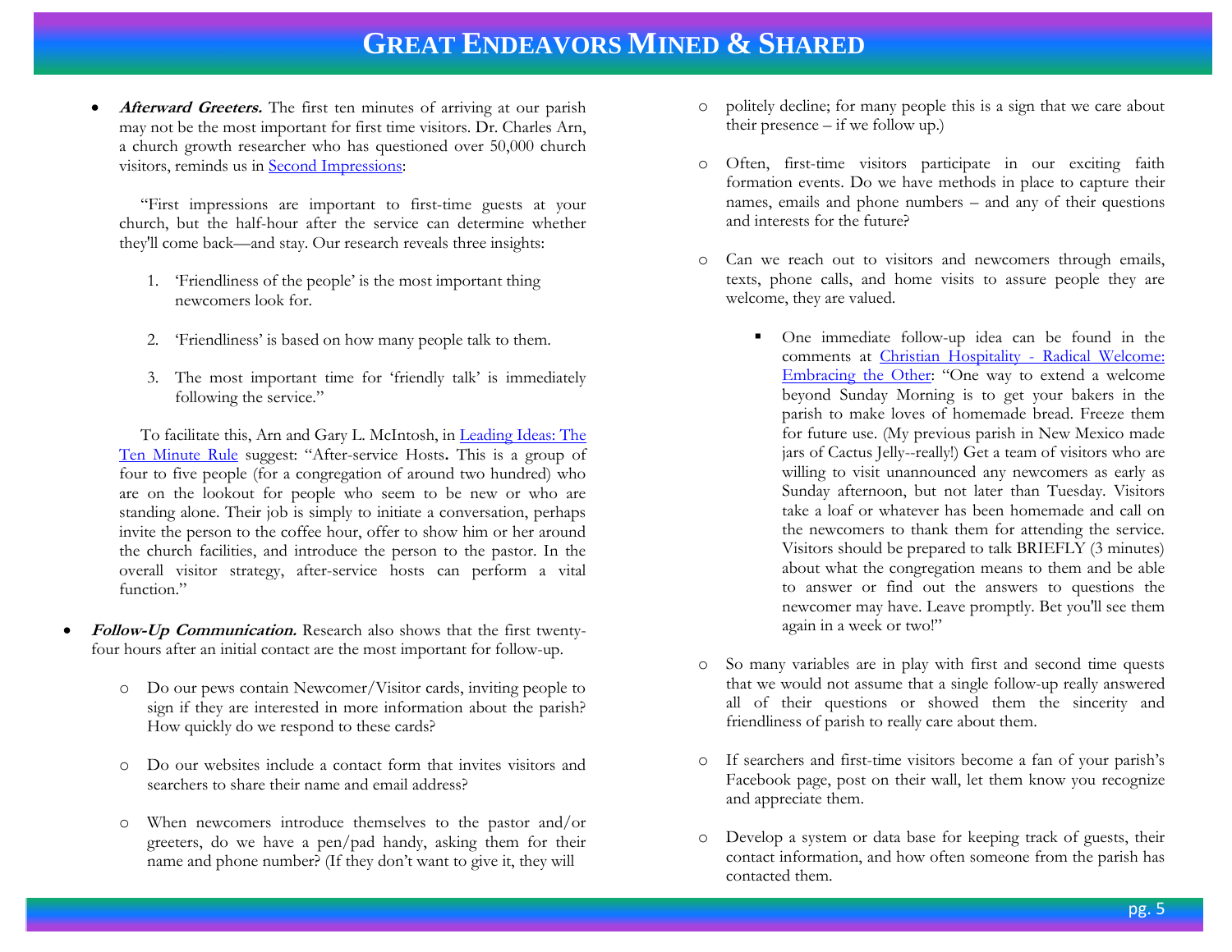- ***Afterward Greeters.*** The first ten minutes of arriving at our parish may not be the most important for first time visitors. Dr. Charles Arn, a church growth researcher who has questioned over 50,000 church visitors, reminds us in [Second Impressions](#):

  "First impressions are important to first-time guests at your church, but the half-hour after the service can determine whether they'll come back—and stay. Our research reveals three insights:

  1. 'Friendliness of the people' is the most important thing newcomers look for.

  2. 'Friendliness' is based on how many people talk to them.

  3. The most important time for 'friendly talk' is immediately following the service."

  To facilitate this, Arn and Gary L. McIntosh, in [Leading Ideas: The Ten Minute Rule](#) suggest: "After-service Hosts**.** This is a group of four to five people (for a congregation of around two hundred) who are on the lookout for people who seem to be new or who are standing alone. Their job is simply to initiate a conversation, perhaps invite the person to the coffee hour, offer to show him or her around the church facilities, and introduce the person to the pastor. In the overall visitor strategy, after-service hosts can perform a vital function."

- ***Follow-Up Communication.*** Research also shows that the first twenty-four hours after an initial contact are the most important for follow-up.

  - Do our pews contain Newcomer/Visitor cards, inviting people to sign if they are interested in more information about the parish? How quickly do we respond to these cards?

  - Do our websites include a contact form that invites visitors and searchers to share their name and email address?

  - When newcomers introduce themselves to the pastor and/or greeters, do we have a pen/pad handy, asking them for their name and phone number? (If they don't want to give it, they will politely decline; for many people this is a sign that we care about their presence – if we follow up.)

  - Often, first-time visitors participate in our exciting faith formation events. Do we have methods in place to capture their names, emails and phone numbers – and any of their questions and interests for the future?

  - Can we reach out to visitors and newcomers through emails, texts, phone calls, and home visits to assure people they are welcome, they are valued.

    - One immediate follow-up idea can be found in the comments at [Christian Hospitality - Radical Welcome: Embracing the Other](#): "One way to extend a welcome beyond Sunday Morning is to get your bakers in the parish to make loves of homemade bread. Freeze them for future use. (My previous parish in New Mexico made jars of Cactus Jelly--really!) Get a team of visitors who are willing to visit unannounced any newcomers as early as Sunday afternoon, but not later than Tuesday. Visitors take a loaf or whatever has been homemade and call on the newcomers to thank them for attending the service. Visitors should be prepared to talk BRIEFLY (3 minutes) about what the congregation means to them and be able to answer or find out the answers to questions the newcomer may have. Leave promptly. Bet you'll see them again in a week or two!"

  - So many variables are in play with first and second time quests that we would not assume that a single follow-up really answered all of their questions or showed them the sincerity and friendliness of parish to really care about them.

  - If searchers and first-time visitors become a fan of your parish's Facebook page, post on their wall, let them know you recognize and appreciate them.

  - Develop a system or data base for keeping track of guests, their contact information, and how often someone from the parish has contacted them.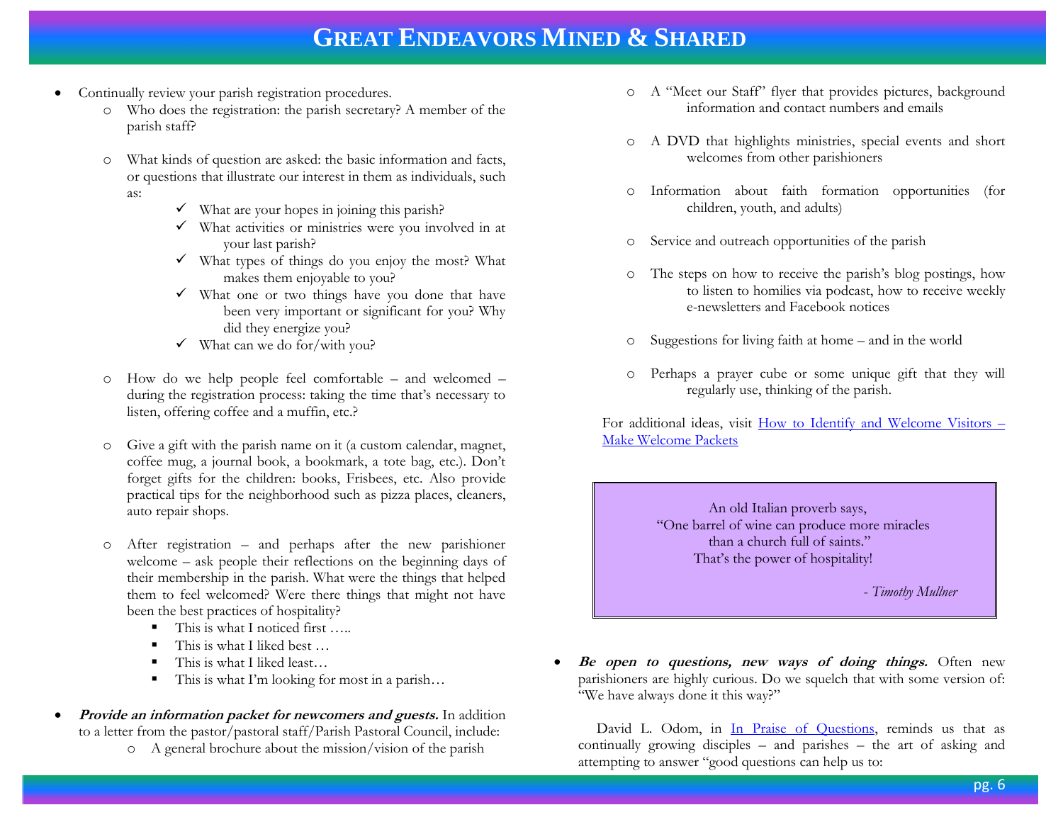- Continually review your parish registration procedures.
  - Who does the registration: the parish secretary? A member of the parish staff?
  - What kinds of question are asked: the basic information and facts, or questions that illustrate our interest in them as individuals, such as:
    - ✓ What are your hopes in joining this parish?
    - ✓ What activities or ministries were you involved in at your last parish?
    - ✓ What types of things do you enjoy the most? What makes them enjoyable to you?
    - ✓ What one or two things have you done that have been very important or significant for you? Why did they energize you?
    - ✓ What can we do for/with you?
  - How do we help people feel comfortable – and welcomed – during the registration process: taking the time that's necessary to listen, offering coffee and a muffin, etc.?
  - Give a gift with the parish name on it (a custom calendar, magnet, coffee mug, a journal book, a bookmark, a tote bag, etc.). Don't forget gifts for the children: books, Frisbees, etc. Also provide practical tips for the neighborhood such as pizza places, cleaners, auto repair shops.
  - After registration – and perhaps after the new parishioner welcome – ask people their reflections on the beginning days of their membership in the parish. What were the things that helped them to feel welcomed? Were there things that might not have been the best practices of hospitality?
    - This is what I noticed first …..
    - This is what I liked best …
    - This is what I liked least…
    - This is what I'm looking for most in a parish…
- ***Provide an information packet for newcomers and guests.*** In addition to a letter from the pastor/pastoral staff/Parish Pastoral Council, include:
  - A general brochure about the mission/vision of the parish
  - A "Meet our Staff" flyer that provides pictures, background information and contact numbers and emails
  - A DVD that highlights ministries, special events and short welcomes from other parishioners
  - Information about faith formation opportunities (for children, youth, and adults)
  - Service and outreach opportunities of the parish
  - The steps on how to receive the parish's blog postings, how to listen to homilies via podcast, how to receive weekly e-newsletters and Facebook notices
  - Suggestions for living faith at home – and in the world
  - Perhaps a prayer cube or some unique gift that they will regularly use, thinking of the parish.

  For additional ideas, visit [How to Identify and Welcome Visitors – Make Welcome Packets]()

> An old Italian proverb says,
> "One barrel of wine can produce more miracles than a church full of saints."
> That's the power of hospitality!
>
> *- Timothy Mullner*

- ***Be open to questions, new ways of doing things.*** Often new parishioners are highly curious. Do we squelch that with some version of: "We have always done it this way?"

  David L. Odom, in [In Praise of Questions](), reminds us that as continually growing disciples – and parishes – the art of asking and attempting to answer "good questions can help us to: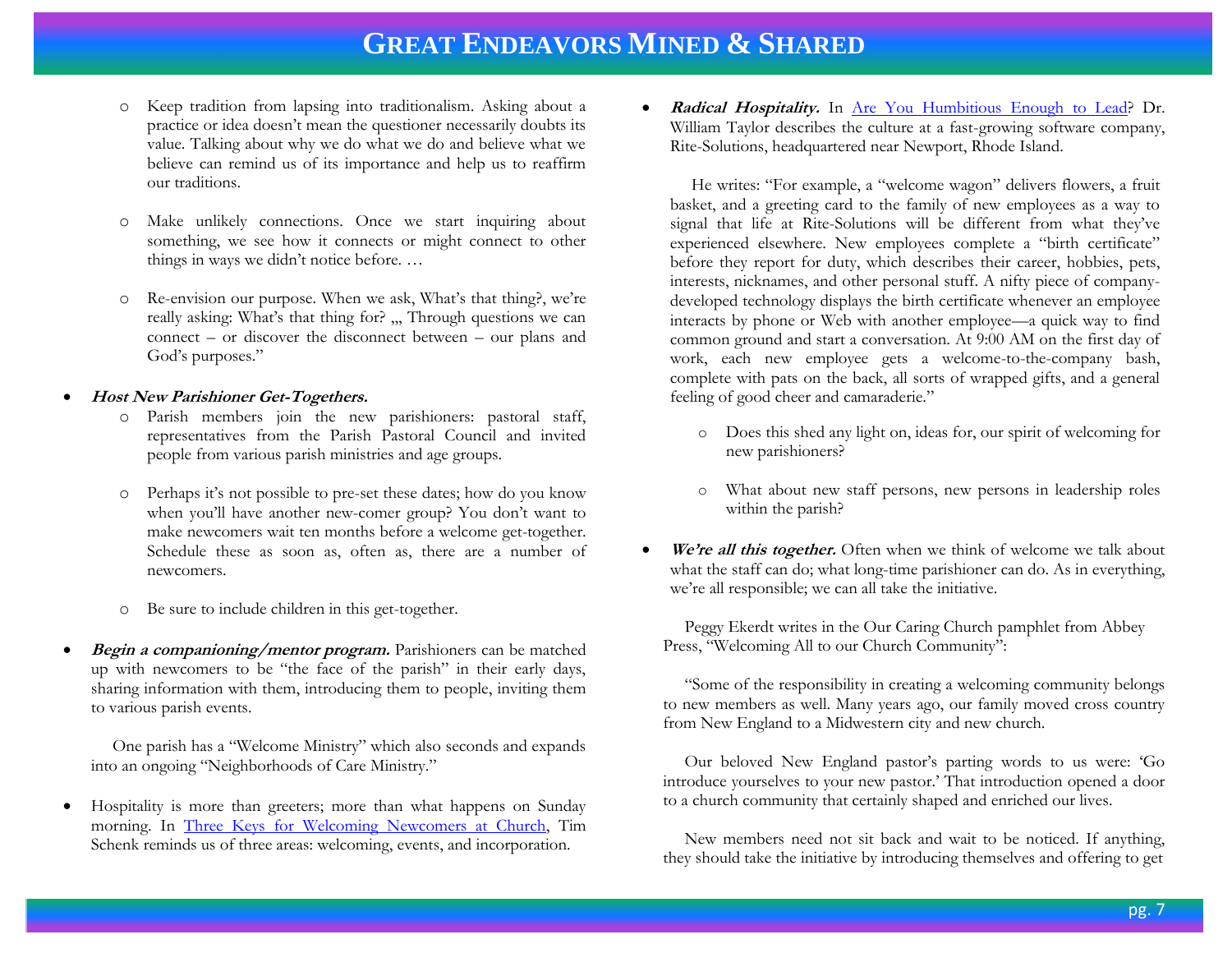- Keep tradition from lapsing into traditionalism. Asking about a practice or idea doesn't mean the questioner necessarily doubts its value. Talking about why we do what we do and believe what we believe can remind us of its importance and help us to reaffirm our traditions.

- Make unlikely connections. Once we start inquiring about something, we see how it connects or might connect to other things in ways we didn't notice before. …

- Re-envision our purpose. When we ask, What's that thing?, we're really asking: What's that thing for? „, Through questions we can connect – or discover the disconnect between – our plans and God's purposes."

- ***Host New Parishioner Get-Togethers.***
  - Parish members join the new parishioners: pastoral staff, representatives from the Parish Pastoral Council and invited people from various parish ministries and age groups.
  - Perhaps it's not possible to pre-set these dates; how do you know when you'll have another new-comer group? You don't want to make newcomers wait ten months before a welcome get-together. Schedule these as soon as, often as, there are a number of newcomers.
  - Be sure to include children in this get-together.

- ***Begin a companioning/mentor program.*** Parishioners can be matched up with newcomers to be "the face of the parish" in their early days, sharing information with them, introducing them to people, inviting them to various parish events.

  One parish has a "Welcome Ministry" which also seconds and expands into an ongoing "Neighborhoods of Care Ministry."

- Hospitality is more than greeters; more than what happens on Sunday morning. In Three Keys for Welcoming Newcomers at Church, Tim Schenk reminds us of three areas: welcoming, events, and incorporation.

- ***Radical Hospitality.*** In Are You Humbitious Enough to Lead? Dr. William Taylor describes the culture at a fast-growing software company, Rite-Solutions, headquartered near Newport, Rhode Island.

  He writes: "For example, a "welcome wagon" delivers flowers, a fruit basket, and a greeting card to the family of new employees as a way to signal that life at Rite-Solutions will be different from what they've experienced elsewhere. New employees complete a "birth certificate" before they report for duty, which describes their career, hobbies, pets, interests, nicknames, and other personal stuff. A nifty piece of company-developed technology displays the birth certificate whenever an employee interacts by phone or Web with another employee—a quick way to find common ground and start a conversation. At 9:00 AM on the first day of work, each new employee gets a welcome-to-the-company bash, complete with pats on the back, all sorts of wrapped gifts, and a general feeling of good cheer and camaraderie."

  - Does this shed any light on, ideas for, our spirit of welcoming for new parishioners?
  - What about new staff persons, new persons in leadership roles within the parish?

- ***We're all this together.*** Often when we think of welcome we talk about what the staff can do; what long-time parishioner can do. As in everything, we're all responsible; we can all take the initiative.

  Peggy Ekerdt writes in the Our Caring Church pamphlet from Abbey Press, "Welcoming All to our Church Community":

  "Some of the responsibility in creating a welcoming community belongs to new members as well. Many years ago, our family moved cross country from New England to a Midwestern city and new church.

  Our beloved New England pastor's parting words to us were: 'Go introduce yourselves to your new pastor.' That introduction opened a door to a church community that certainly shaped and enriched our lives.

  New members need not sit back and wait to be noticed. If anything, they should take the initiative by introducing themselves and offering to get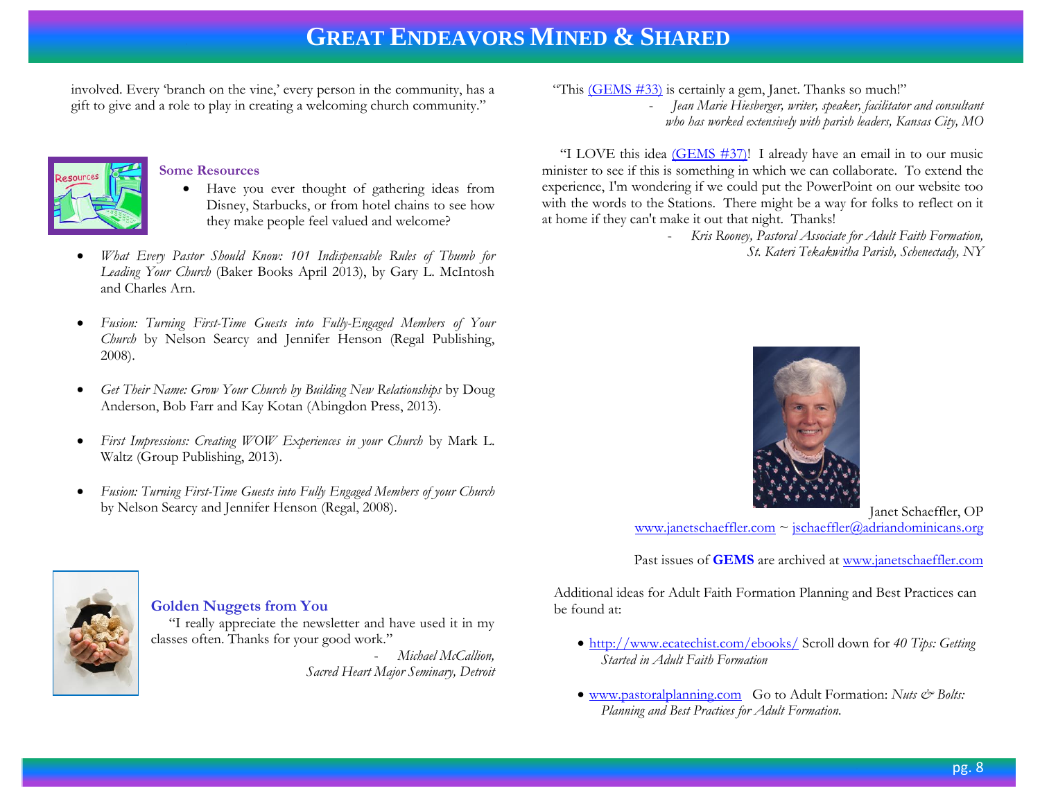involved. Every 'branch on the vine,' every person in the community, has a gift to give and a role to play in creating a welcoming church community."

### Some Resources

- Have you ever thought of gathering ideas from Disney, Starbucks, or from hotel chains to see how they make people feel valued and welcome?

- *What Every Pastor Should Know: 101 Indispensable Rules of Thumb for Leading Your Church* (Baker Books April 2013), by Gary L. McIntosh and Charles Arn.

- *Fusion: Turning First-Time Guests into Fully-Engaged Members of Your Church* by Nelson Searcy and Jennifer Henson (Regal Publishing, 2008).

- *Get Their Name: Grow Your Church by Building New Relationships* by Doug Anderson, Bob Farr and Kay Kotan (Abingdon Press, 2013).

- *First Impressions: Creating WOW Experiences in your Church* by Mark L. Waltz (Group Publishing, 2013).

- *Fusion: Turning First-Time Guests into Fully Engaged Members of your Church* by Nelson Searcy and Jennifer Henson (Regal, 2008).

### Golden Nuggets from You

"I really appreciate the newsletter and have used it in my classes often. Thanks for your good work."

- *Michael McCallion, Sacred Heart Major Seminary, Detroit*

"This (GEMS #33) is certainly a gem, Janet. Thanks so much!"

- *Jean Marie Hiesberger, writer, speaker, facilitator and consultant who has worked extensively with parish leaders, Kansas City, MO*

"I LOVE this idea (GEMS #37)! I already have an email in to our music minister to see if this is something in which we can collaborate. To extend the experience, I'm wondering if we could put the PowerPoint on our website too with the words to the Stations. There might be a way for folks to reflect on it at home if they can't make it out that night. Thanks!

- *Kris Rooney, Pastoral Associate for Adult Faith Formation, St. Kateri Tekakwitha Parish, Schenectady, NY*

Janet Schaeffler, OP
www.janetschaeffler.com ~ jschaeffler@adriandominicans.org

Past issues of **GEMS** are archived at www.janetschaeffler.com

Additional ideas for Adult Faith Formation Planning and Best Practices can be found at:

- http://www.ecatechist.com/ebooks/ Scroll down for *40 Tips: Getting Started in Adult Faith Formation*

- www.pastoralplanning.com Go to Adult Formation: *Nuts & Bolts: Planning and Best Practices for Adult Formation.*